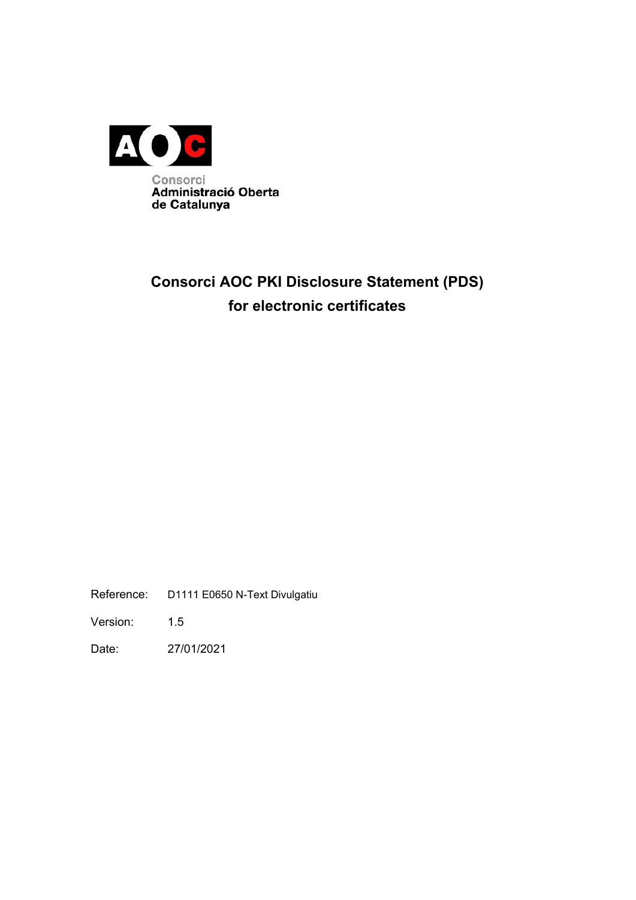Consorci
Administració Oberta
de Catalunya

# Consorci AOC PKI Disclosure Statement (PDS) for electronic certificates

Reference: D1111 E0650 N-Text Divulgatiu

Version: 1.5

Date: 27/01/2021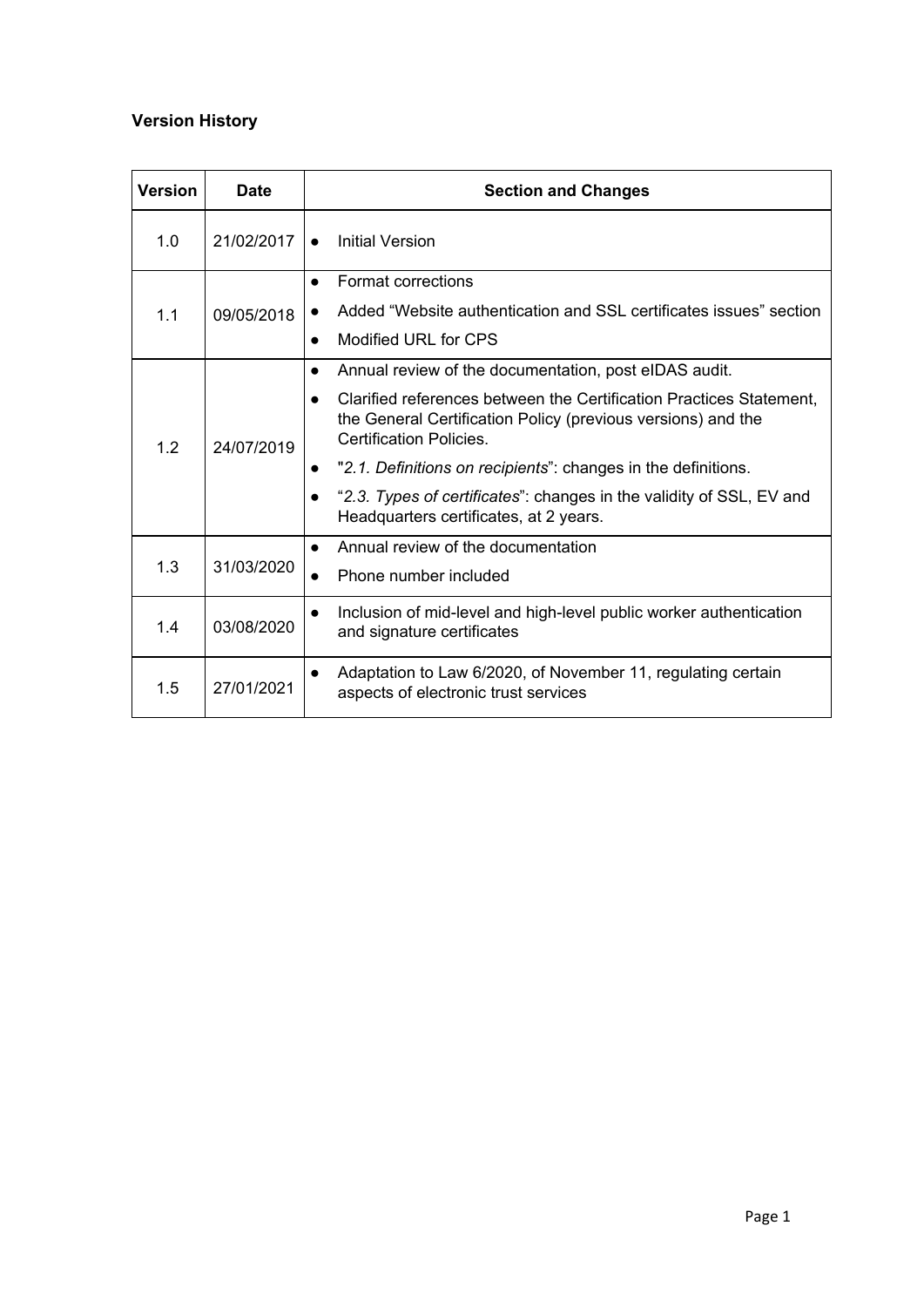**Version History**

| Version | Date | Section and Changes |
|---|---|---|
| 1.0 | 21/02/2017 | • Initial Version |
| 1.1 | 09/05/2018 | • Format corrections<br>• Added “Website authentication and SSL certificates issues” section<br>• Modified URL for CPS |
| 1.2 | 24/07/2019 | • Annual review of the documentation, post eIDAS audit.<br>• Clarified references between the Certification Practices Statement, the General Certification Policy (previous versions) and the Certification Policies.<br>• "*2.1. Definitions on recipients*": changes in the definitions.<br>• “*2.3. Types of certificates*”: changes in the validity of SSL, EV and Headquarters certificates, at 2 years. |
| 1.3 | 31/03/2020 | • Annual review of the documentation<br>• Phone number included |
| 1.4 | 03/08/2020 | • Inclusion of mid-level and high-level public worker authentication and signature certificates |
| 1.5 | 27/01/2021 | • Adaptation to Law 6/2020, of November 11, regulating certain aspects of electronic trust services |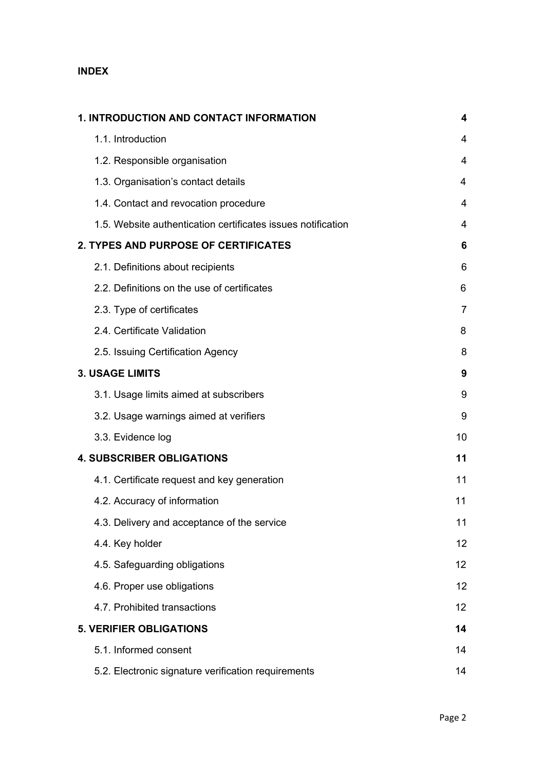**INDEX**

| | |
|---|---|
| **1. INTRODUCTION AND CONTACT INFORMATION** | **4** |
| 1.1. Introduction | 4 |
| 1.2. Responsible organisation | 4 |
| 1.3. Organisation's contact details | 4 |
| 1.4. Contact and revocation procedure | 4 |
| 1.5. Website authentication certificates issues notification | 4 |
| **2. TYPES AND PURPOSE OF CERTIFICATES** | **6** |
| 2.1. Definitions about recipients | 6 |
| 2.2. Definitions on the use of certificates | 6 |
| 2.3. Type of certificates | 7 |
| 2.4. Certificate Validation | 8 |
| 2.5. Issuing Certification Agency | 8 |
| **3. USAGE LIMITS** | **9** |
| 3.1. Usage limits aimed at subscribers | 9 |
| 3.2. Usage warnings aimed at verifiers | 9 |
| 3.3. Evidence log | 10 |
| **4. SUBSCRIBER OBLIGATIONS** | **11** |
| 4.1. Certificate request and key generation | 11 |
| 4.2. Accuracy of information | 11 |
| 4.3. Delivery and acceptance of the service | 11 |
| 4.4. Key holder | 12 |
| 4.5. Safeguarding obligations | 12 |
| 4.6. Proper use obligations | 12 |
| 4.7. Prohibited transactions | 12 |
| **5. VERIFIER OBLIGATIONS** | **14** |
| 5.1. Informed consent | 14 |
| 5.2. Electronic signature verification requirements | 14 |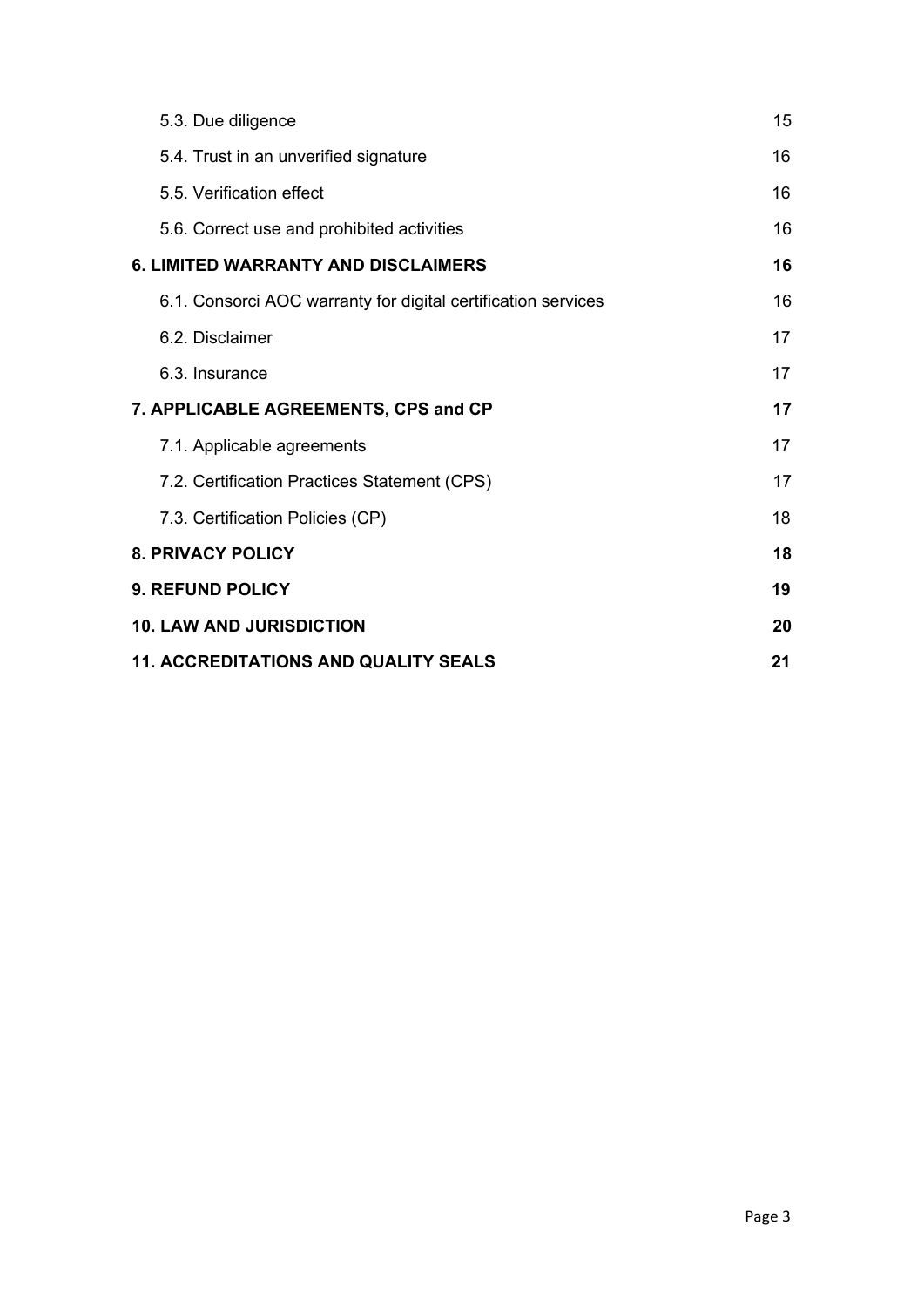| | |
|---|---|
| 5.3. Due diligence | 15 |
| 5.4. Trust in an unverified signature | 16 |
| 5.5. Verification effect | 16 |
| 5.6. Correct use and prohibited activities | 16 |
| **6. LIMITED WARRANTY AND DISCLAIMERS** | **16** |
| 6.1. Consorci AOC warranty for digital certification services | 16 |
| 6.2. Disclaimer | 17 |
| 6.3. Insurance | 17 |
| **7. APPLICABLE AGREEMENTS, CPS and CP** | **17** |
| 7.1. Applicable agreements | 17 |
| 7.2. Certification Practices Statement (CPS) | 17 |
| 7.3. Certification Policies (CP) | 18 |
| **8. PRIVACY POLICY** | **18** |
| **9. REFUND POLICY** | **19** |
| **10. LAW AND JURISDICTION** | **20** |
| **11. ACCREDITATIONS AND QUALITY SEALS** | **21** |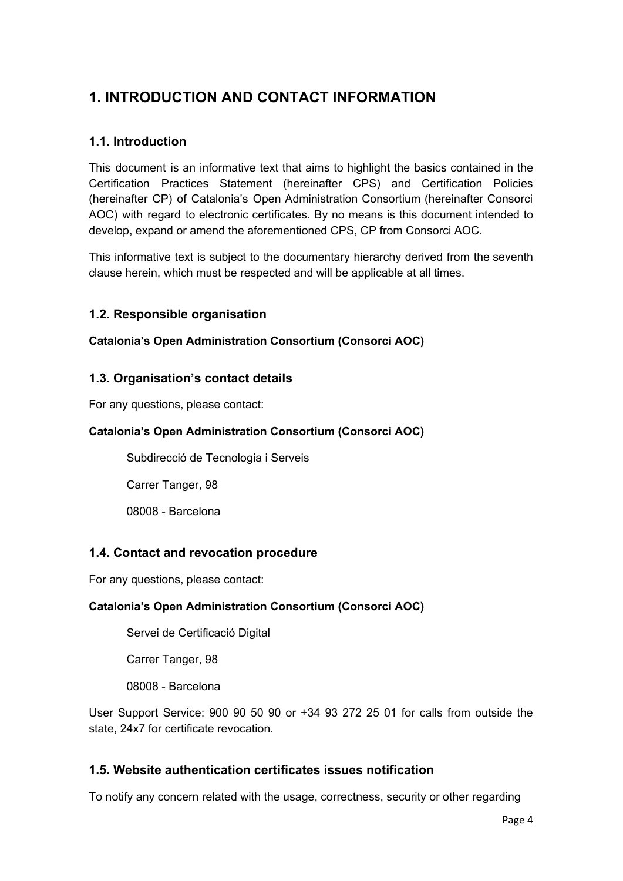# 1. INTRODUCTION AND CONTACT INFORMATION

## 1.1. Introduction

This document is an informative text that aims to highlight the basics contained in the Certification Practices Statement (hereinafter CPS) and Certification Policies (hereinafter CP) of Catalonia's Open Administration Consortium (hereinafter Consorci AOC) with regard to electronic certificates. By no means is this document intended to develop, expand or amend the aforementioned CPS, CP from Consorci AOC.

This informative text is subject to the documentary hierarchy derived from the seventh clause herein, which must be respected and will be applicable at all times.

## 1.2. Responsible organisation

**Catalonia's Open Administration Consortium (Consorci AOC)**

## 1.3. Organisation's contact details

For any questions, please contact:

**Catalonia's Open Administration Consortium (Consorci AOC)**

Subdirecció de Tecnologia i Serveis

Carrer Tanger, 98

08008 - Barcelona

## 1.4. Contact and revocation procedure

For any questions, please contact:

**Catalonia's Open Administration Consortium (Consorci AOC)**

Servei de Certificació Digital

Carrer Tanger, 98

08008 - Barcelona

User Support Service: 900 90 50 90 or +34 93 272 25 01 for calls from outside the state, 24x7 for certificate revocation.

## 1.5. Website authentication certificates issues notification

To notify any concern related with the usage, correctness, security or other regarding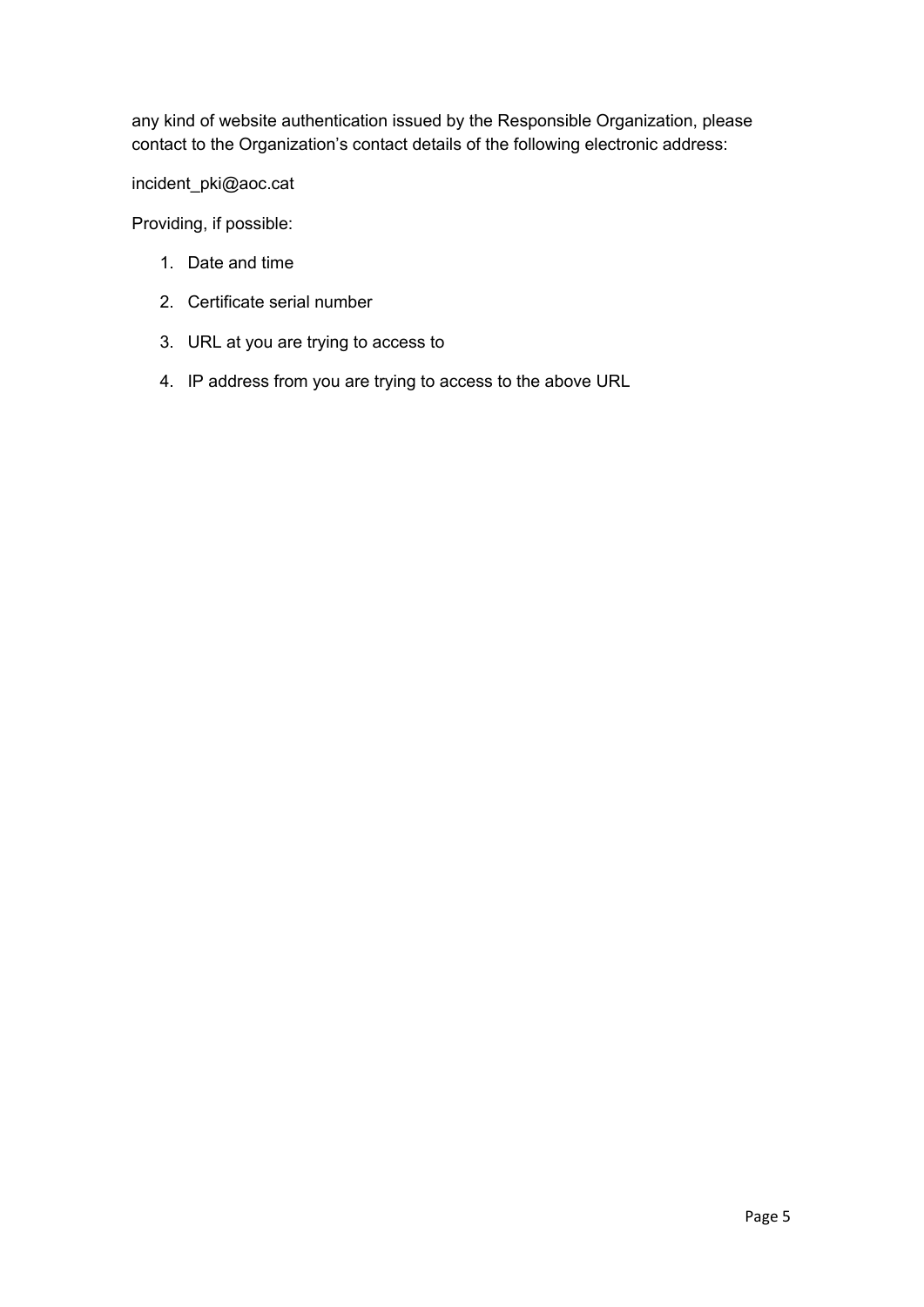any kind of website authentication issued by the Responsible Organization, please contact to the Organization's contact details of the following electronic address:

incident_pki@aoc.cat

Providing, if possible:

1. Date and time
2. Certificate serial number
3. URL at you are trying to access to
4. IP address from you are trying to access to the above URL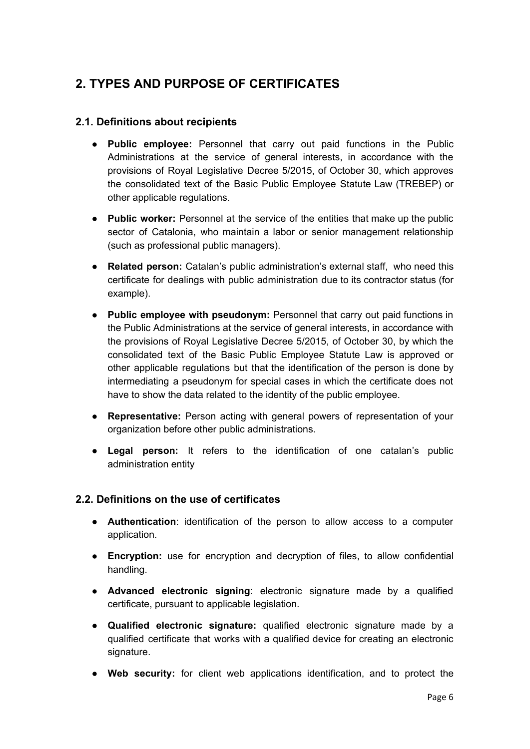# 2. TYPES AND PURPOSE OF CERTIFICATES

## 2.1. Definitions about recipients

- **Public employee:** Personnel that carry out paid functions in the Public Administrations at the service of general interests, in accordance with the provisions of Royal Legislative Decree 5/2015, of October 30, which approves the consolidated text of the Basic Public Employee Statute Law (TREBEP) or other applicable regulations.
- **Public worker:** Personnel at the service of the entities that make up the public sector of Catalonia, who maintain a labor or senior management relationship (such as professional public managers).
- **Related person:** Catalan's public administration's external staff, who need this certificate for dealings with public administration due to its contractor status (for example).
- **Public employee with pseudonym:** Personnel that carry out paid functions in the Public Administrations at the service of general interests, in accordance with the provisions of Royal Legislative Decree 5/2015, of October 30, by which the consolidated text of the Basic Public Employee Statute Law is approved or other applicable regulations but that the identification of the person is done by intermediating a pseudonym for special cases in which the certificate does not have to show the data related to the identity of the public employee.
- **Representative:** Person acting with general powers of representation of your organization before other public administrations.
- **Legal person:** It refers to the identification of one catalan's public administration entity

## 2.2. Definitions on the use of certificates

- **Authentication**: identification of the person to allow access to a computer application.
- **Encryption:** use for encryption and decryption of files, to allow confidential handling.
- **Advanced electronic signing**: electronic signature made by a qualified certificate, pursuant to applicable legislation.
- **Qualified electronic signature:** qualified electronic signature made by a qualified certificate that works with a qualified device for creating an electronic signature.
- **Web security:** for client web applications identification, and to protect the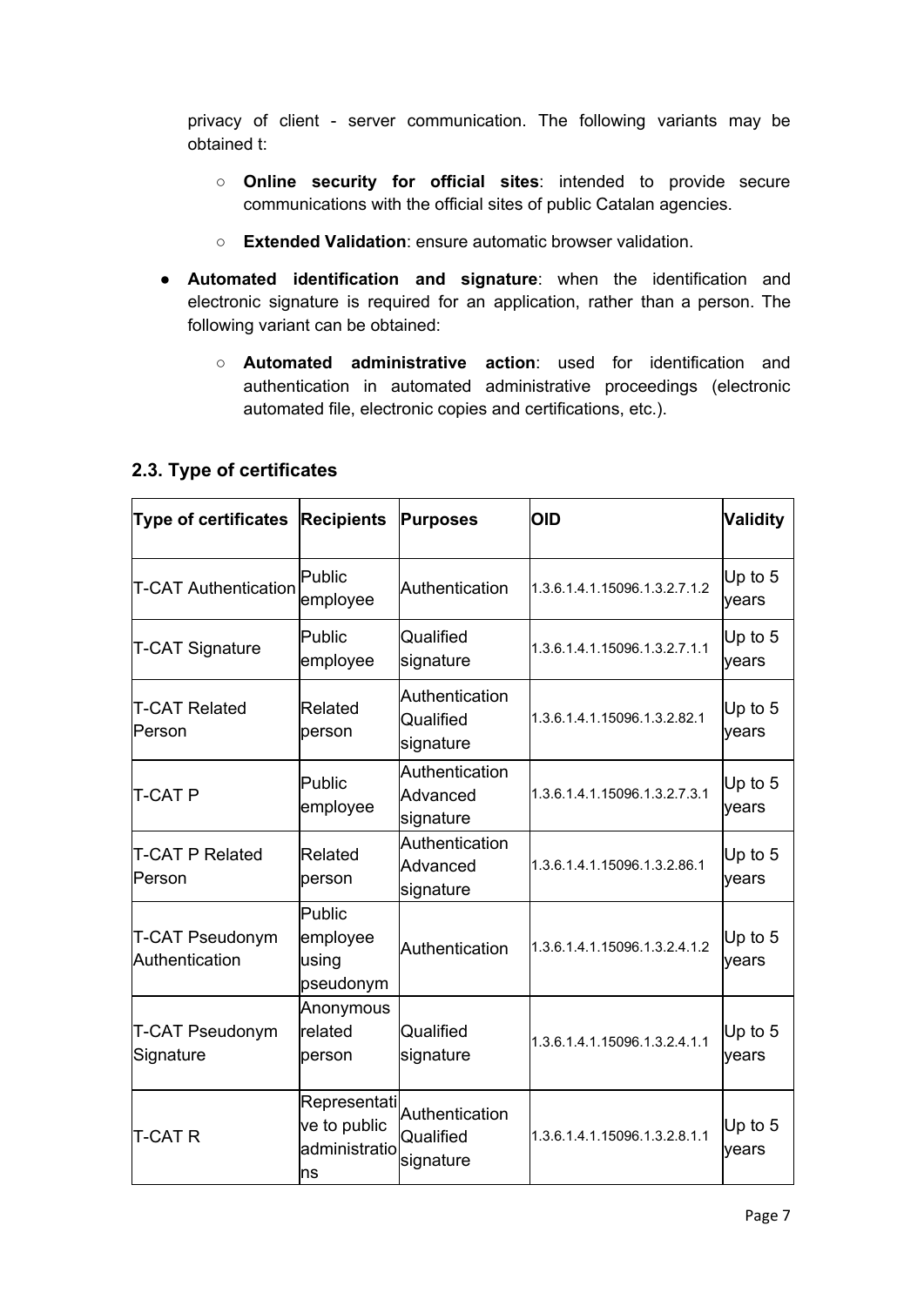privacy of client - server communication. The following variants may be obtained t:

- **Online security for official sites**: intended to provide secure communications with the official sites of public Catalan agencies.
- **Extended Validation**: ensure automatic browser validation.

- **Automated identification and signature**: when the identification and electronic signature is required for an application, rather than a person. The following variant can be obtained:
  - **Automated administrative action**: used for identification and authentication in automated administrative proceedings (electronic automated file, electronic copies and certifications, etc.).

## 2.3. Type of certificates

| Type of certificates | Recipients | Purposes | OID | Validity |
|---|---|---|---|---|
| T-CAT Authentication | Public employee | Authentication | 1.3.6.1.4.1.15096.1.3.2.7.1.2 | Up to 5 years |
| T-CAT Signature | Public employee | Qualified signature | 1.3.6.1.4.1.15096.1.3.2.7.1.1 | Up to 5 years |
| T-CAT Related Person | Related person | Authentication Qualified signature | 1.3.6.1.4.1.15096.1.3.2.82.1 | Up to 5 years |
| T-CAT P | Public employee | Authentication Advanced signature | 1.3.6.1.4.1.15096.1.3.2.7.3.1 | Up to 5 years |
| T-CAT P Related Person | Related person | Authentication Advanced signature | 1.3.6.1.4.1.15096.1.3.2.86.1 | Up to 5 years |
| T-CAT Pseudonym Authentication | Public employee using pseudonym | Authentication | 1.3.6.1.4.1.15096.1.3.2.4.1.2 | Up to 5 years |
| T-CAT Pseudonym Signature | Anonymous related person | Qualified signature | 1.3.6.1.4.1.15096.1.3.2.4.1.1 | Up to 5 years |
| T-CAT R | Representative to public administrations | Authentication Qualified signature | 1.3.6.1.4.1.15096.1.3.2.8.1.1 | Up to 5 years |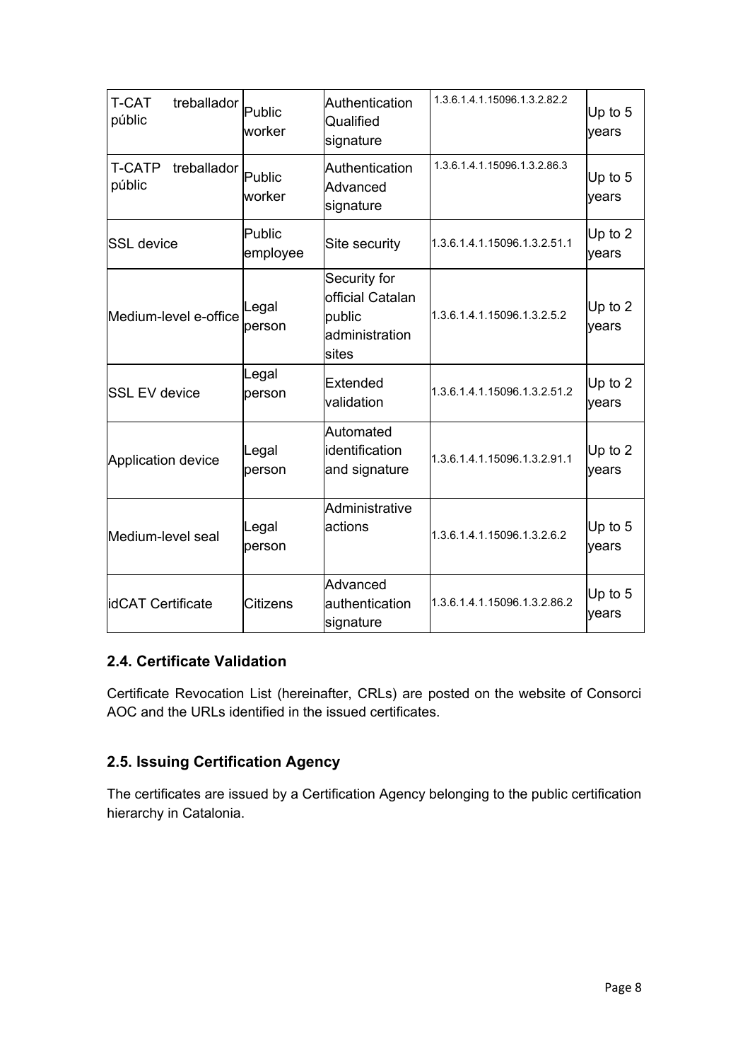| T-CAT treballador públic | Public worker | Authentication Qualified signature | 1.3.6.1.4.1.15096.1.3.2.82.2 | Up to 5 years |
|---|---|---|---|---|
| T-CATP treballador públic | Public worker | Authentication Advanced signature | 1.3.6.1.4.1.15096.1.3.2.86.3 | Up to 5 years |
| SSL device | Public employee | Site security | 1.3.6.1.4.1.15096.1.3.2.51.1 | Up to 2 years |
| Medium-level e-office | Legal person | Security for official Catalan public administration sites | 1.3.6.1.4.1.15096.1.3.2.5.2 | Up to 2 years |
| SSL EV device | Legal person | Extended validation | 1.3.6.1.4.1.15096.1.3.2.51.2 | Up to 2 years |
| Application device | Legal person | Automated identification and signature | 1.3.6.1.4.1.15096.1.3.2.91.1 | Up to 2 years |
| Medium-level seal | Legal person | Administrative actions | 1.3.6.1.4.1.15096.1.3.2.6.2 | Up to 5 years |
| idCAT Certificate | Citizens | Advanced authentication signature | 1.3.6.1.4.1.15096.1.3.2.86.2 | Up to 5 years |

## 2.4. Certificate Validation

Certificate Revocation List (hereinafter, CRLs) are posted on the website of Consorci AOC and the URLs identified in the issued certificates.

## 2.5. Issuing Certification Agency

The certificates are issued by a Certification Agency belonging to the public certification hierarchy in Catalonia.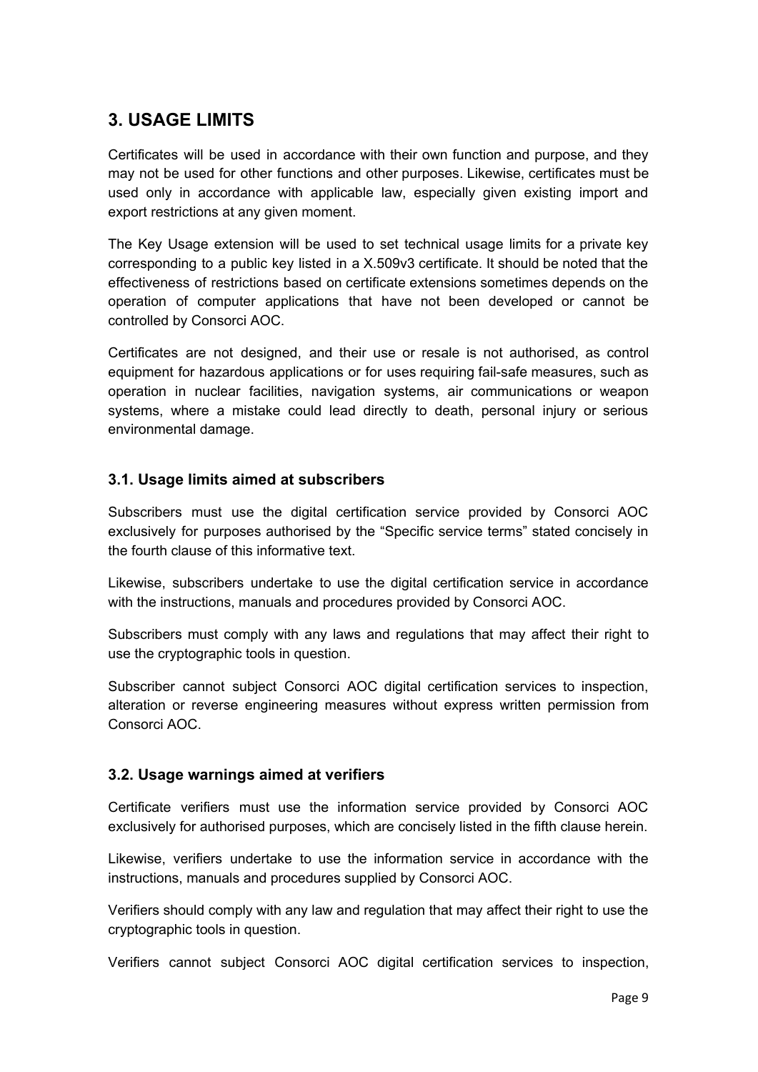## 3. USAGE LIMITS

Certificates will be used in accordance with their own function and purpose, and they may not be used for other functions and other purposes. Likewise, certificates must be used only in accordance with applicable law, especially given existing import and export restrictions at any given moment.

The Key Usage extension will be used to set technical usage limits for a private key corresponding to a public key listed in a X.509v3 certificate. It should be noted that the effectiveness of restrictions based on certificate extensions sometimes depends on the operation of computer applications that have not been developed or cannot be controlled by Consorci AOC.

Certificates are not designed, and their use or resale is not authorised, as control equipment for hazardous applications or for uses requiring fail-safe measures, such as operation in nuclear facilities, navigation systems, air communications or weapon systems, where a mistake could lead directly to death, personal injury or serious environmental damage.

### 3.1. Usage limits aimed at subscribers

Subscribers must use the digital certification service provided by Consorci AOC exclusively for purposes authorised by the "Specific service terms" stated concisely in the fourth clause of this informative text.

Likewise, subscribers undertake to use the digital certification service in accordance with the instructions, manuals and procedures provided by Consorci AOC.

Subscribers must comply with any laws and regulations that may affect their right to use the cryptographic tools in question.

Subscriber cannot subject Consorci AOC digital certification services to inspection, alteration or reverse engineering measures without express written permission from Consorci AOC.

### 3.2. Usage warnings aimed at verifiers

Certificate verifiers must use the information service provided by Consorci AOC exclusively for authorised purposes, which are concisely listed in the fifth clause herein.

Likewise, verifiers undertake to use the information service in accordance with the instructions, manuals and procedures supplied by Consorci AOC.

Verifiers should comply with any law and regulation that may affect their right to use the cryptographic tools in question.

Verifiers cannot subject Consorci AOC digital certification services to inspection,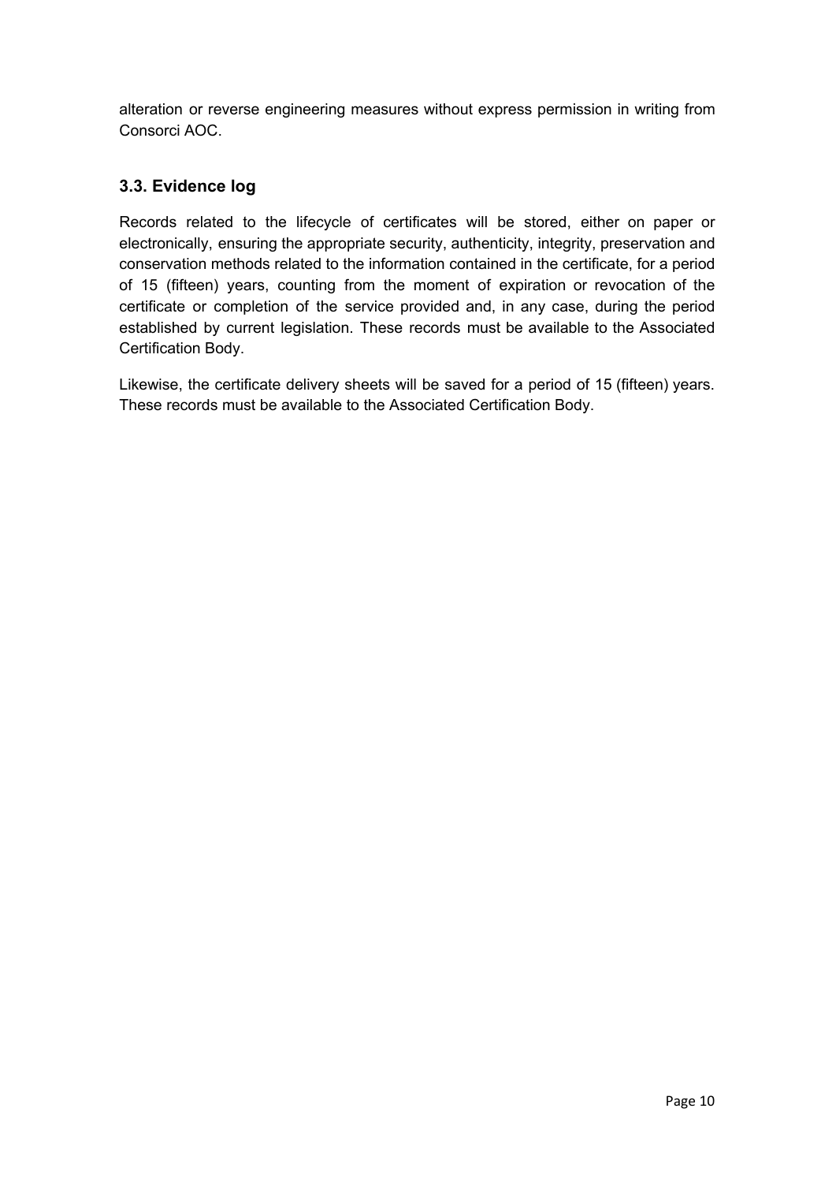alteration or reverse engineering measures without express permission in writing from Consorci AOC.

### 3.3. Evidence log

Records related to the lifecycle of certificates will be stored, either on paper or electronically, ensuring the appropriate security, authenticity, integrity, preservation and conservation methods related to the information contained in the certificate, for a period of 15 (fifteen) years, counting from the moment of expiration or revocation of the certificate or completion of the service provided and, in any case, during the period established by current legislation. These records must be available to the Associated Certification Body.

Likewise, the certificate delivery sheets will be saved for a period of 15 (fifteen) years. These records must be available to the Associated Certification Body.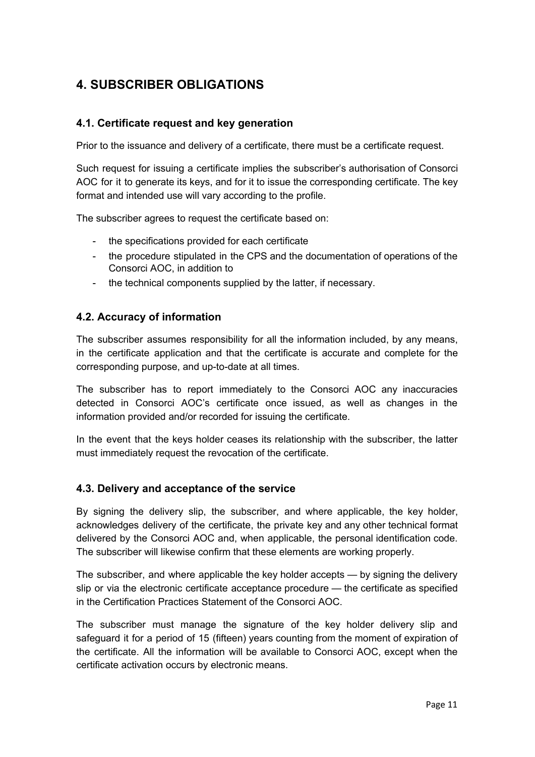# 4. SUBSCRIBER OBLIGATIONS

## 4.1. Certificate request and key generation

Prior to the issuance and delivery of a certificate, there must be a certificate request.

Such request for issuing a certificate implies the subscriber's authorisation of Consorci AOC for it to generate its keys, and for it to issue the corresponding certificate. The key format and intended use will vary according to the profile.

The subscriber agrees to request the certificate based on:

- the specifications provided for each certificate
- the procedure stipulated in the CPS and the documentation of operations of the Consorci AOC, in addition to
- the technical components supplied by the latter, if necessary.

## 4.2. Accuracy of information

The subscriber assumes responsibility for all the information included, by any means, in the certificate application and that the certificate is accurate and complete for the corresponding purpose, and up-to-date at all times.

The subscriber has to report immediately to the Consorci AOC any inaccuracies detected in Consorci AOC's certificate once issued, as well as changes in the information provided and/or recorded for issuing the certificate.

In the event that the keys holder ceases its relationship with the subscriber, the latter must immediately request the revocation of the certificate.

## 4.3. Delivery and acceptance of the service

By signing the delivery slip, the subscriber, and where applicable, the key holder, acknowledges delivery of the certificate, the private key and any other technical format delivered by the Consorci AOC and, when applicable, the personal identification code. The subscriber will likewise confirm that these elements are working properly.

The subscriber, and where applicable the key holder accepts — by signing the delivery slip or via the electronic certificate acceptance procedure — the certificate as specified in the Certification Practices Statement of the Consorci AOC.

The subscriber must manage the signature of the key holder delivery slip and safeguard it for a period of 15 (fifteen) years counting from the moment of expiration of the certificate. All the information will be available to Consorci AOC, except when the certificate activation occurs by electronic means.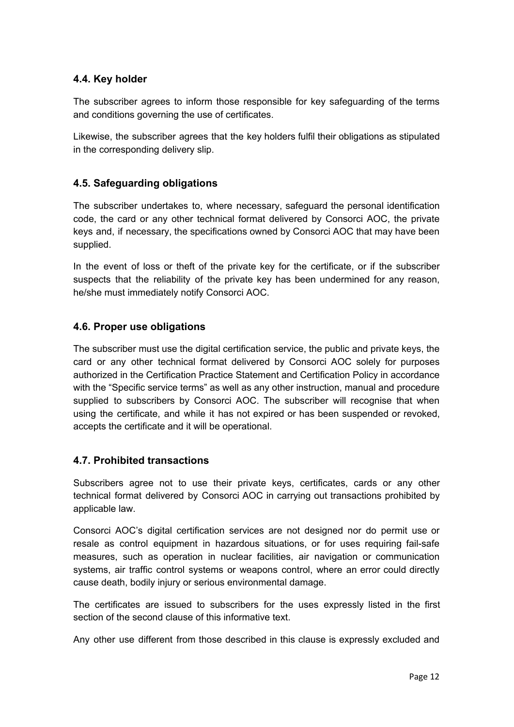## 4.4. Key holder

The subscriber agrees to inform those responsible for key safeguarding of the terms and conditions governing the use of certificates.

Likewise, the subscriber agrees that the key holders fulfil their obligations as stipulated in the corresponding delivery slip.

## 4.5. Safeguarding obligations

The subscriber undertakes to, where necessary, safeguard the personal identification code, the card or any other technical format delivered by Consorci AOC, the private keys and, if necessary, the specifications owned by Consorci AOC that may have been supplied.

In the event of loss or theft of the private key for the certificate, or if the subscriber suspects that the reliability of the private key has been undermined for any reason, he/she must immediately notify Consorci AOC.

## 4.6. Proper use obligations

The subscriber must use the digital certification service, the public and private keys, the card or any other technical format delivered by Consorci AOC solely for purposes authorized in the Certification Practice Statement and Certification Policy in accordance with the "Specific service terms" as well as any other instruction, manual and procedure supplied to subscribers by Consorci AOC. The subscriber will recognise that when using the certificate, and while it has not expired or has been suspended or revoked, accepts the certificate and it will be operational.

## 4.7. Prohibited transactions

Subscribers agree not to use their private keys, certificates, cards or any other technical format delivered by Consorci AOC in carrying out transactions prohibited by applicable law.

Consorci AOC's digital certification services are not designed nor do permit use or resale as control equipment in hazardous situations, or for uses requiring fail-safe measures, such as operation in nuclear facilities, air navigation or communication systems, air traffic control systems or weapons control, where an error could directly cause death, bodily injury or serious environmental damage.

The certificates are issued to subscribers for the uses expressly listed in the first section of the second clause of this informative text.

Any other use different from those described in this clause is expressly excluded and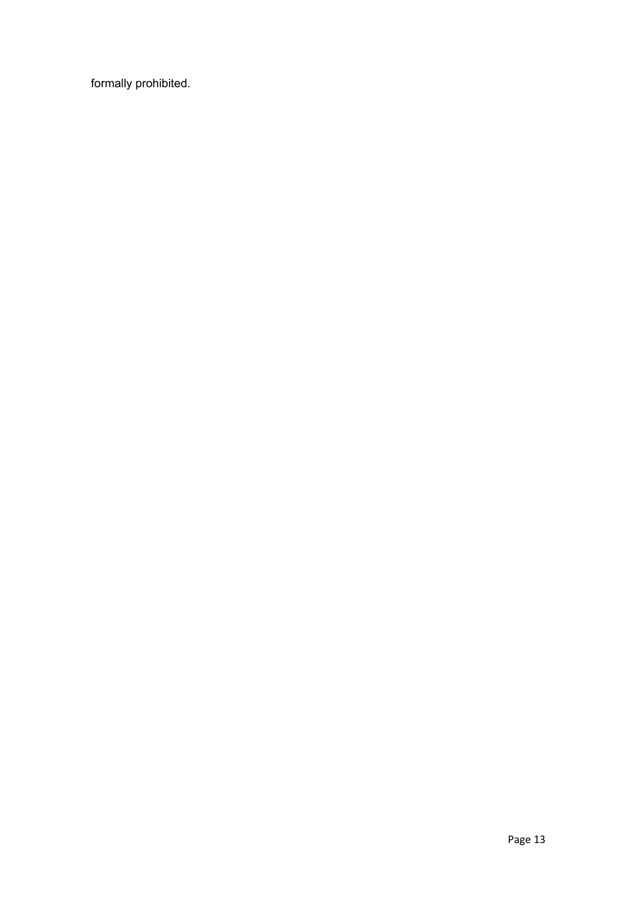formally prohibited.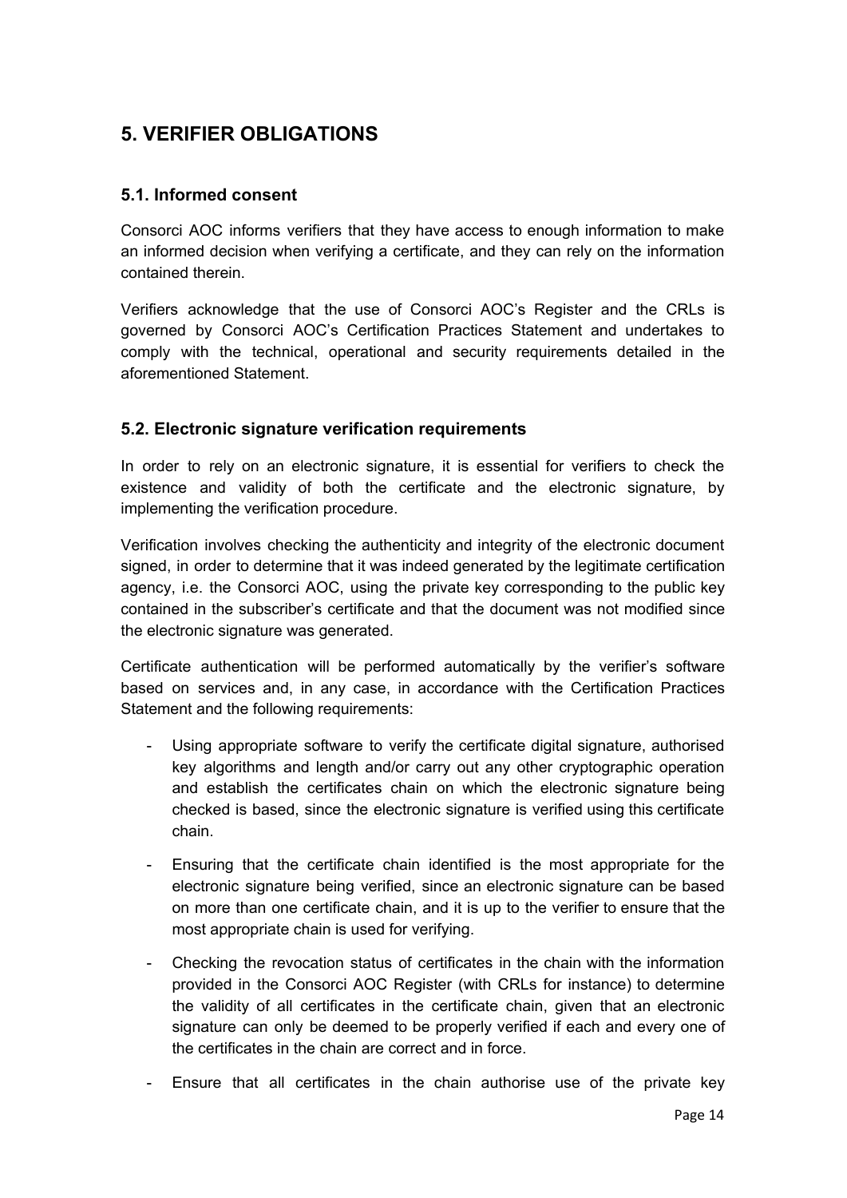# 5. VERIFIER OBLIGATIONS

## 5.1. Informed consent

Consorci AOC informs verifiers that they have access to enough information to make an informed decision when verifying a certificate, and they can rely on the information contained therein.

Verifiers acknowledge that the use of Consorci AOC's Register and the CRLs is governed by Consorci AOC's Certification Practices Statement and undertakes to comply with the technical, operational and security requirements detailed in the aforementioned Statement.

## 5.2. Electronic signature verification requirements

In order to rely on an electronic signature, it is essential for verifiers to check the existence and validity of both the certificate and the electronic signature, by implementing the verification procedure.

Verification involves checking the authenticity and integrity of the electronic document signed, in order to determine that it was indeed generated by the legitimate certification agency, i.e. the Consorci AOC, using the private key corresponding to the public key contained in the subscriber's certificate and that the document was not modified since the electronic signature was generated.

Certificate authentication will be performed automatically by the verifier's software based on services and, in any case, in accordance with the Certification Practices Statement and the following requirements:

- Using appropriate software to verify the certificate digital signature, authorised key algorithms and length and/or carry out any other cryptographic operation and establish the certificates chain on which the electronic signature being checked is based, since the electronic signature is verified using this certificate chain.
- Ensuring that the certificate chain identified is the most appropriate for the electronic signature being verified, since an electronic signature can be based on more than one certificate chain, and it is up to the verifier to ensure that the most appropriate chain is used for verifying.
- Checking the revocation status of certificates in the chain with the information provided in the Consorci AOC Register (with CRLs for instance) to determine the validity of all certificates in the certificate chain, given that an electronic signature can only be deemed to be properly verified if each and every one of the certificates in the chain are correct and in force.
- Ensure that all certificates in the chain authorise use of the private key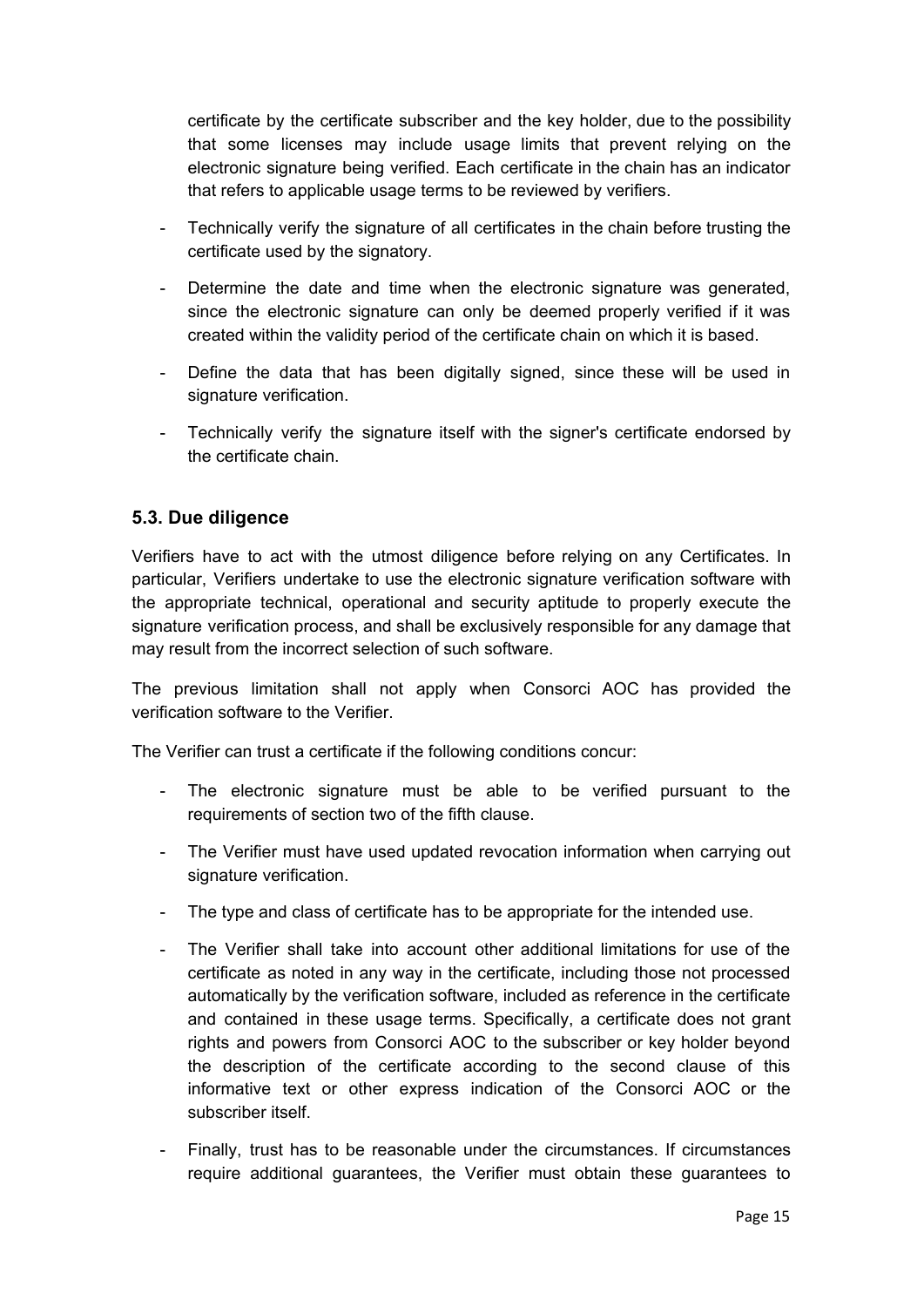certificate by the certificate subscriber and the key holder, due to the possibility that some licenses may include usage limits that prevent relying on the electronic signature being verified. Each certificate in the chain has an indicator that refers to applicable usage terms to be reviewed by verifiers.

- Technically verify the signature of all certificates in the chain before trusting the certificate used by the signatory.
- Determine the date and time when the electronic signature was generated, since the electronic signature can only be deemed properly verified if it was created within the validity period of the certificate chain on which it is based.
- Define the data that has been digitally signed, since these will be used in signature verification.
- Technically verify the signature itself with the signer's certificate endorsed by the certificate chain.

### 5.3. Due diligence

Verifiers have to act with the utmost diligence before relying on any Certificates. In particular, Verifiers undertake to use the electronic signature verification software with the appropriate technical, operational and security aptitude to properly execute the signature verification process, and shall be exclusively responsible for any damage that may result from the incorrect selection of such software.

The previous limitation shall not apply when Consorci AOC has provided the verification software to the Verifier.

The Verifier can trust a certificate if the following conditions concur:

- The electronic signature must be able to be verified pursuant to the requirements of section two of the fifth clause.
- The Verifier must have used updated revocation information when carrying out signature verification.
- The type and class of certificate has to be appropriate for the intended use.
- The Verifier shall take into account other additional limitations for use of the certificate as noted in any way in the certificate, including those not processed automatically by the verification software, included as reference in the certificate and contained in these usage terms. Specifically, a certificate does not grant rights and powers from Consorci AOC to the subscriber or key holder beyond the description of the certificate according to the second clause of this informative text or other express indication of the Consorci AOC or the subscriber itself.
- Finally, trust has to be reasonable under the circumstances. If circumstances require additional guarantees, the Verifier must obtain these guarantees to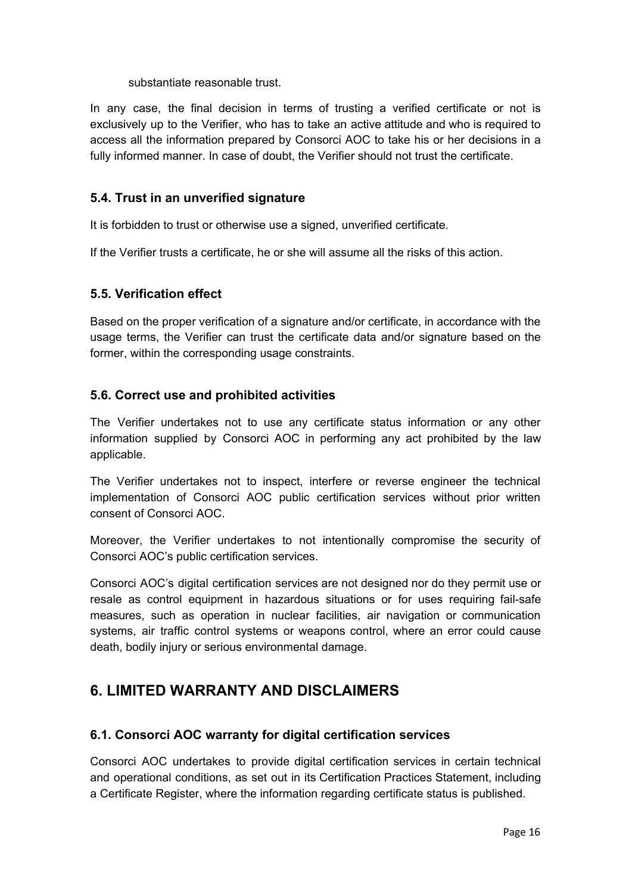substantiate reasonable trust.

In any case, the final decision in terms of trusting a verified certificate or not is exclusively up to the Verifier, who has to take an active attitude and who is required to access all the information prepared by Consorci AOC to take his or her decisions in a fully informed manner. In case of doubt, the Verifier should not trust the certificate.

### 5.4. Trust in an unverified signature

It is forbidden to trust or otherwise use a signed, unverified certificate.

If the Verifier trusts a certificate, he or she will assume all the risks of this action.

### 5.5. Verification effect

Based on the proper verification of a signature and/or certificate, in accordance with the usage terms, the Verifier can trust the certificate data and/or signature based on the former, within the corresponding usage constraints.

### 5.6. Correct use and prohibited activities

The Verifier undertakes not to use any certificate status information or any other information supplied by Consorci AOC in performing any act prohibited by the law applicable.

The Verifier undertakes not to inspect, interfere or reverse engineer the technical implementation of Consorci AOC public certification services without prior written consent of Consorci AOC.

Moreover, the Verifier undertakes to not intentionally compromise the security of Consorci AOC's public certification services.

Consorci AOC's digital certification services are not designed nor do they permit use or resale as control equipment in hazardous situations or for uses requiring fail-safe measures, such as operation in nuclear facilities, air navigation or communication systems, air traffic control systems or weapons control, where an error could cause death, bodily injury or serious environmental damage.

## 6. LIMITED WARRANTY AND DISCLAIMERS

### 6.1. Consorci AOC warranty for digital certification services

Consorci AOC undertakes to provide digital certification services in certain technical and operational conditions, as set out in its Certification Practices Statement, including a Certificate Register, where the information regarding certificate status is published.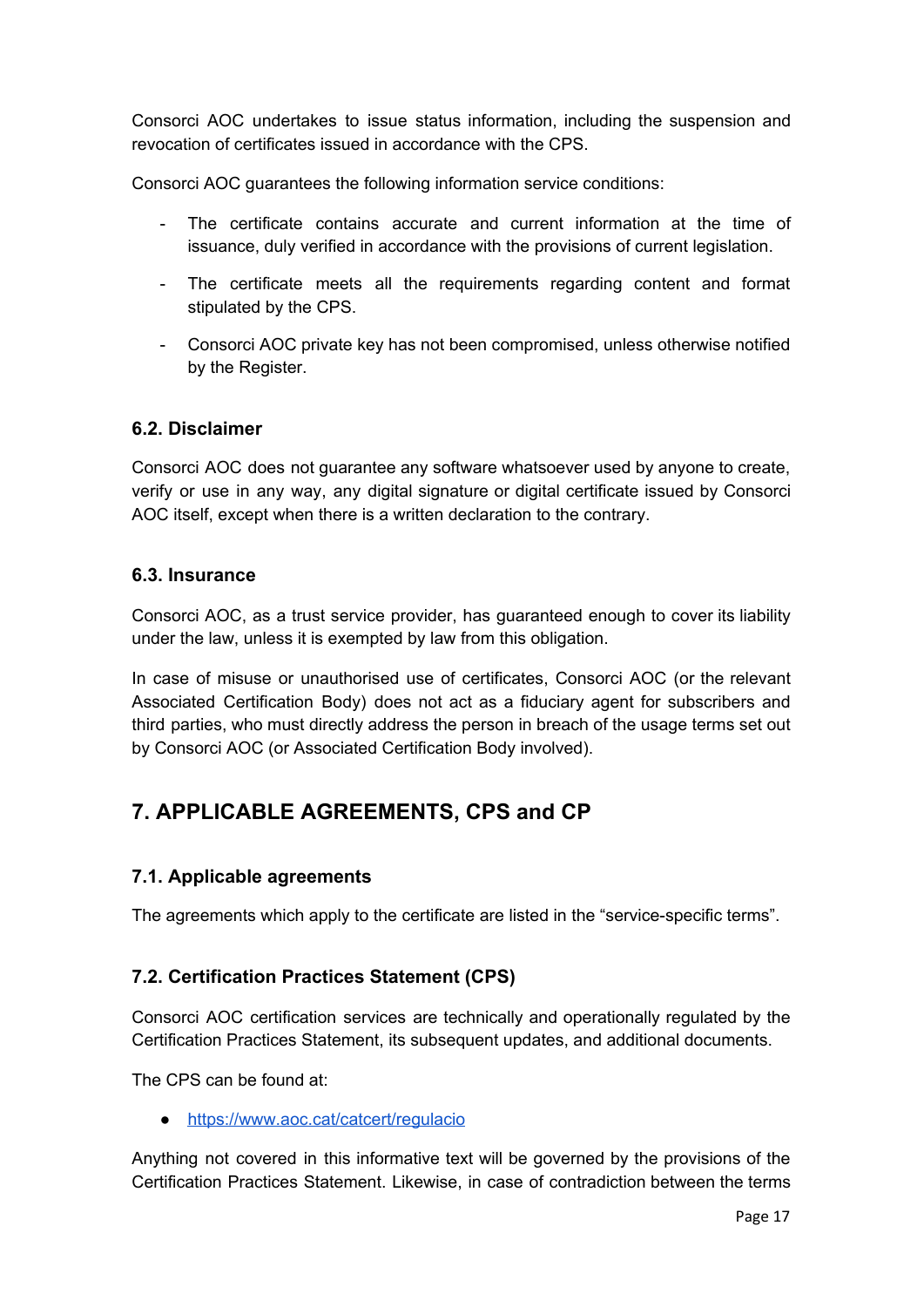Consorci AOC undertakes to issue status information, including the suspension and revocation of certificates issued in accordance with the CPS.

Consorci AOC guarantees the following information service conditions:

- The certificate contains accurate and current information at the time of issuance, duly verified in accordance with the provisions of current legislation.
- The certificate meets all the requirements regarding content and format stipulated by the CPS.
- Consorci AOC private key has not been compromised, unless otherwise notified by the Register.

### 6.2. Disclaimer

Consorci AOC does not guarantee any software whatsoever used by anyone to create, verify or use in any way, any digital signature or digital certificate issued by Consorci AOC itself, except when there is a written declaration to the contrary.

### 6.3. Insurance

Consorci AOC, as a trust service provider, has guaranteed enough to cover its liability under the law, unless it is exempted by law from this obligation.

In case of misuse or unauthorised use of certificates, Consorci AOC (or the relevant Associated Certification Body) does not act as a fiduciary agent for subscribers and third parties, who must directly address the person in breach of the usage terms set out by Consorci AOC (or Associated Certification Body involved).

## 7. APPLICABLE AGREEMENTS, CPS and CP

### 7.1. Applicable agreements

The agreements which apply to the certificate are listed in the "service-specific terms".

### 7.2. Certification Practices Statement (CPS)

Consorci AOC certification services are technically and operationally regulated by the Certification Practices Statement, its subsequent updates, and additional documents.

The CPS can be found at:

- https://www.aoc.cat/catcert/regulacio

Anything not covered in this informative text will be governed by the provisions of the Certification Practices Statement. Likewise, in case of contradiction between the terms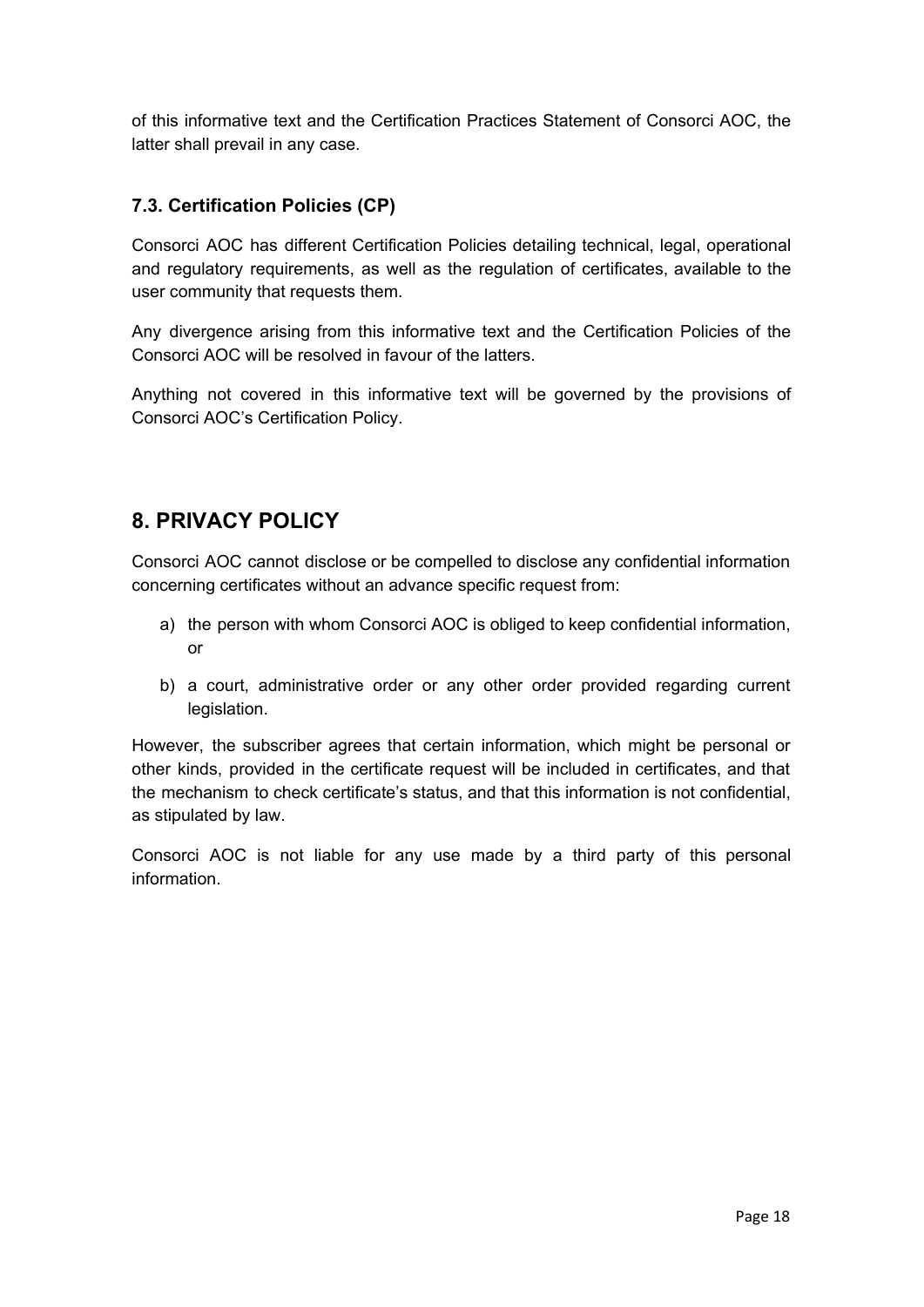of this informative text and the Certification Practices Statement of Consorci AOC, the latter shall prevail in any case.

### 7.3. Certification Policies (CP)

Consorci AOC has different Certification Policies detailing technical, legal, operational and regulatory requirements, as well as the regulation of certificates, available to the user community that requests them.

Any divergence arising from this informative text and the Certification Policies of the Consorci AOC will be resolved in favour of the latters.

Anything not covered in this informative text will be governed by the provisions of Consorci AOC's Certification Policy.

## 8. PRIVACY POLICY

Consorci AOC cannot disclose or be compelled to disclose any confidential information concerning certificates without an advance specific request from:

a) the person with whom Consorci AOC is obliged to keep confidential information, or

b) a court, administrative order or any other order provided regarding current legislation.

However, the subscriber agrees that certain information, which might be personal or other kinds, provided in the certificate request will be included in certificates, and that the mechanism to check certificate's status, and that this information is not confidential, as stipulated by law.

Consorci AOC is not liable for any use made by a third party of this personal information.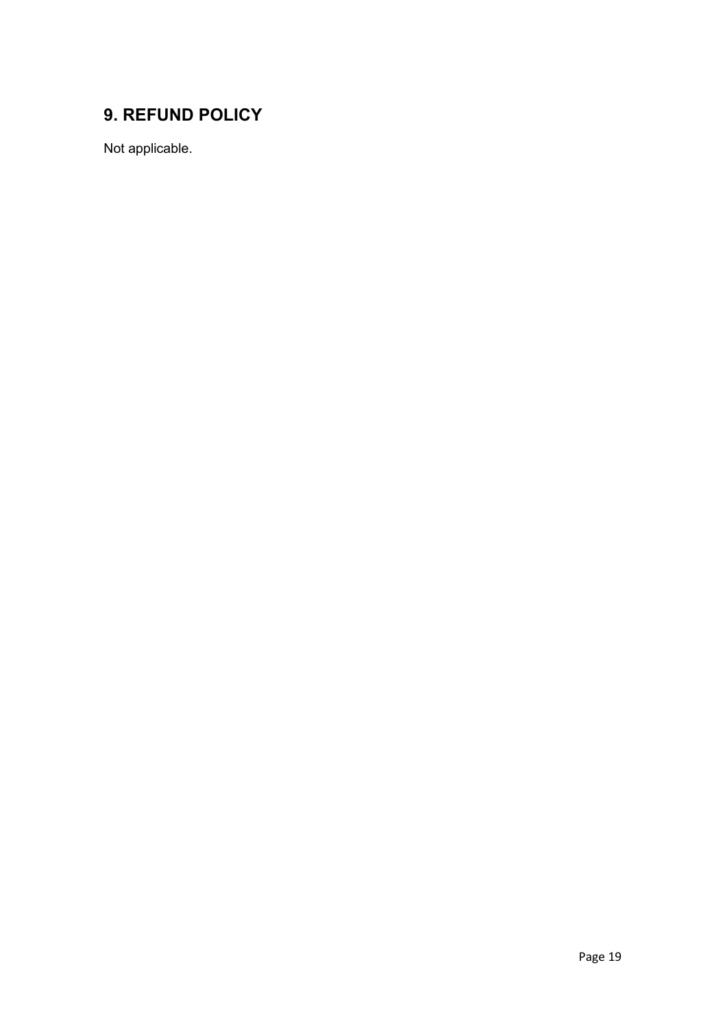## 9. REFUND POLICY

Not applicable.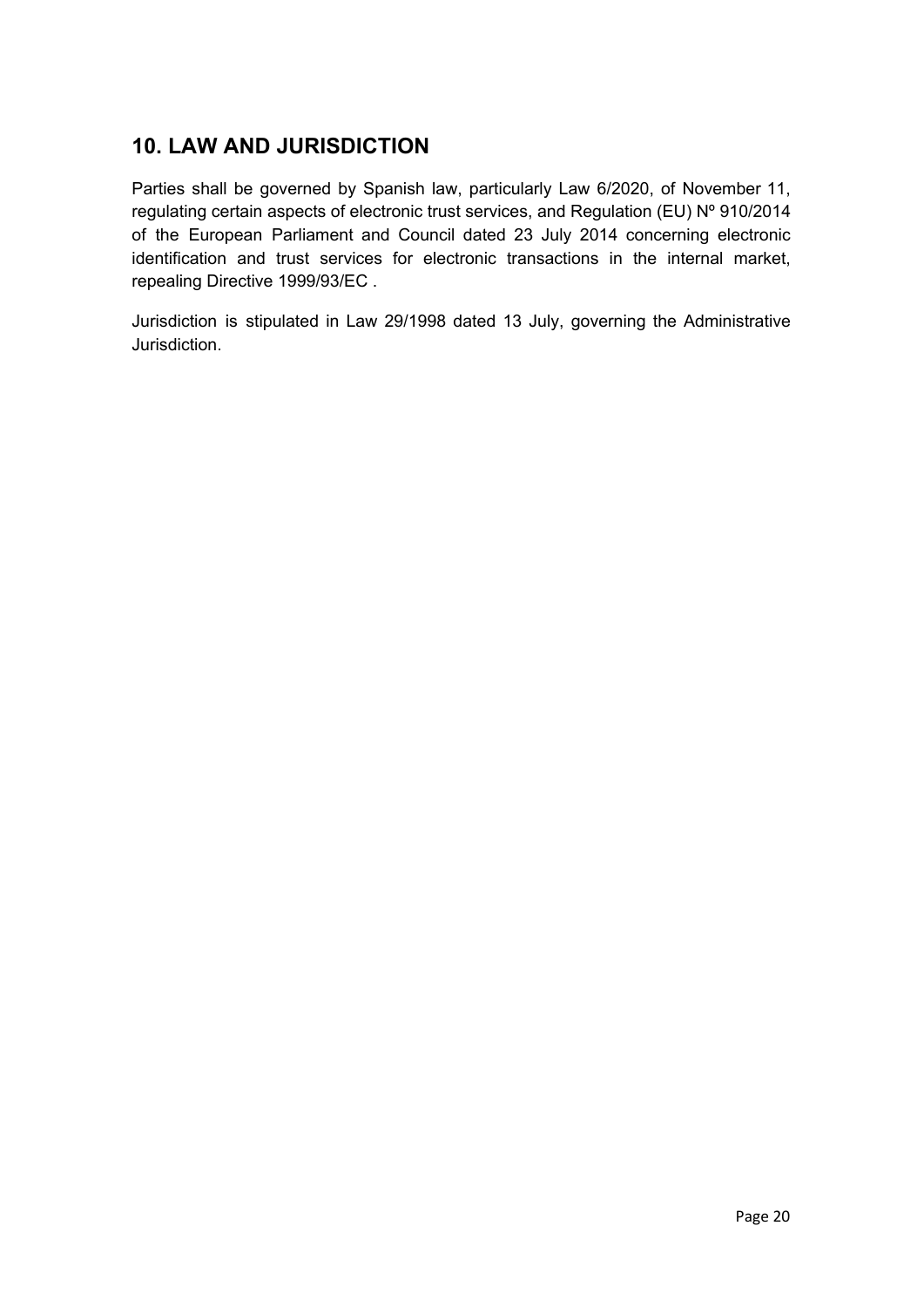## 10. LAW AND JURISDICTION

Parties shall be governed by Spanish law, particularly Law 6/2020, of November 11, regulating certain aspects of electronic trust services, and Regulation (EU) Nº 910/2014 of the European Parliament and Council dated 23 July 2014 concerning electronic identification and trust services for electronic transactions in the internal market, repealing Directive 1999/93/EC .

Jurisdiction is stipulated in Law 29/1998 dated 13 July, governing the Administrative Jurisdiction.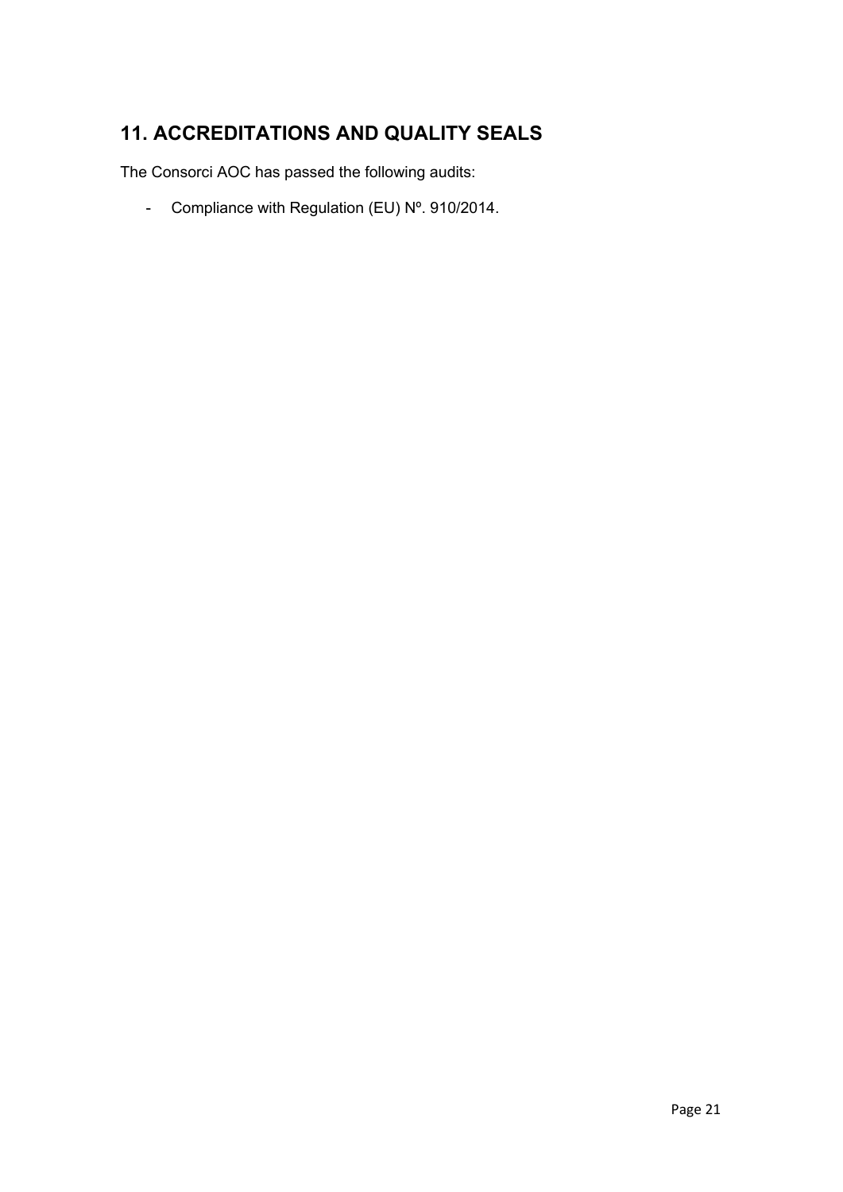## 11. ACCREDITATIONS AND QUALITY SEALS

The Consorci AOC has passed the following audits:

- Compliance with Regulation (EU) Nº. 910/2014.